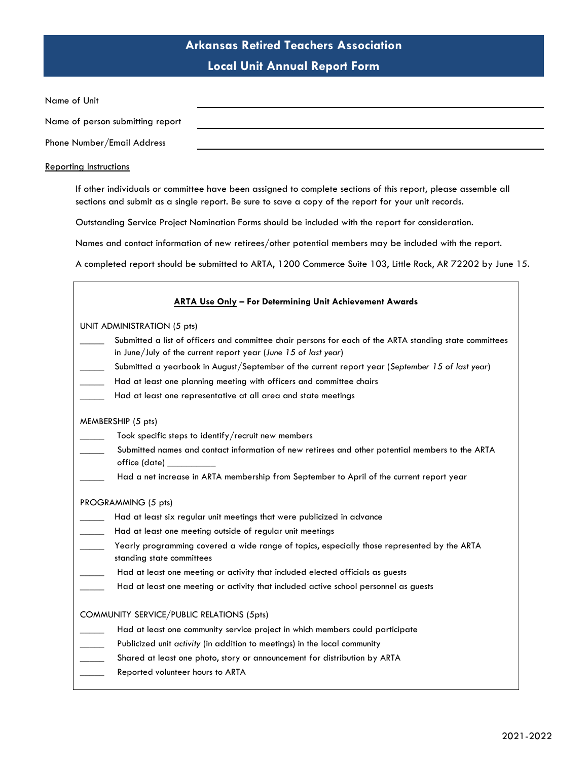# Arkansas Retired Teachers Association

## Local Unit Annual Report Form

Name of Unit ______________________________

Name of person submitting report ______________________________

Phone Number/Email Address ______________________________

Reporting Instructions

If other individuals or committee have been assigned to complete sections of this report, please assemble all sections and submit as a single report. Be sure to save a copy of the report for your unit records.

Outstanding Service Project Nomination Forms should be included with the report for consideration.

Names and contact information of new retirees/other potential members may be included with the report.

A completed report should be submitted to ARTA, 1200 Commerce Suite 103, Little Rock, AR 72202 by June 15.

---

**ARTA Use Only – For Determining Unit Achievement Awards**

UNIT ADMINISTRATION (5 pts)

_____ Submitted a list of officers and committee chair persons for each of the ARTA standing state committees in June/July of the current report year (*June 15 of last year*)

_____ Submitted a yearbook in August/September of the current report year (*September 15 of last year*)

_____ Had at least one planning meeting with officers and committee chairs

_____ Had at least one representative at all area and state meetings

MEMBERSHIP (5 pts)

_____ Took specific steps to identify/recruit new members

_____ Submitted names and contact information of new retirees and other potential members to the ARTA office (date) __________

_____ Had a net increase in ARTA membership from September to April of the current report year

PROGRAMMING (5 pts)

_____ Had at least six regular unit meetings that were publicized in advance

_____ Had at least one meeting outside of regular unit meetings

_____ Yearly programming covered a wide range of topics, especially those represented by the ARTA standing state committees

_____ Had at least one meeting or activity that included elected officials as guests

_____ Had at least one meeting or activity that included active school personnel as guests

COMMUNITY SERVICE/PUBLIC RELATIONS (5pts)

_____ Had at least one community service project in which members could participate

_____ Publicized unit *activity* (in addition to meetings) in the local community

_____ Shared at least one photo, story or announcement for distribution by ARTA

_____ Reported volunteer hours to ARTA

2021-2022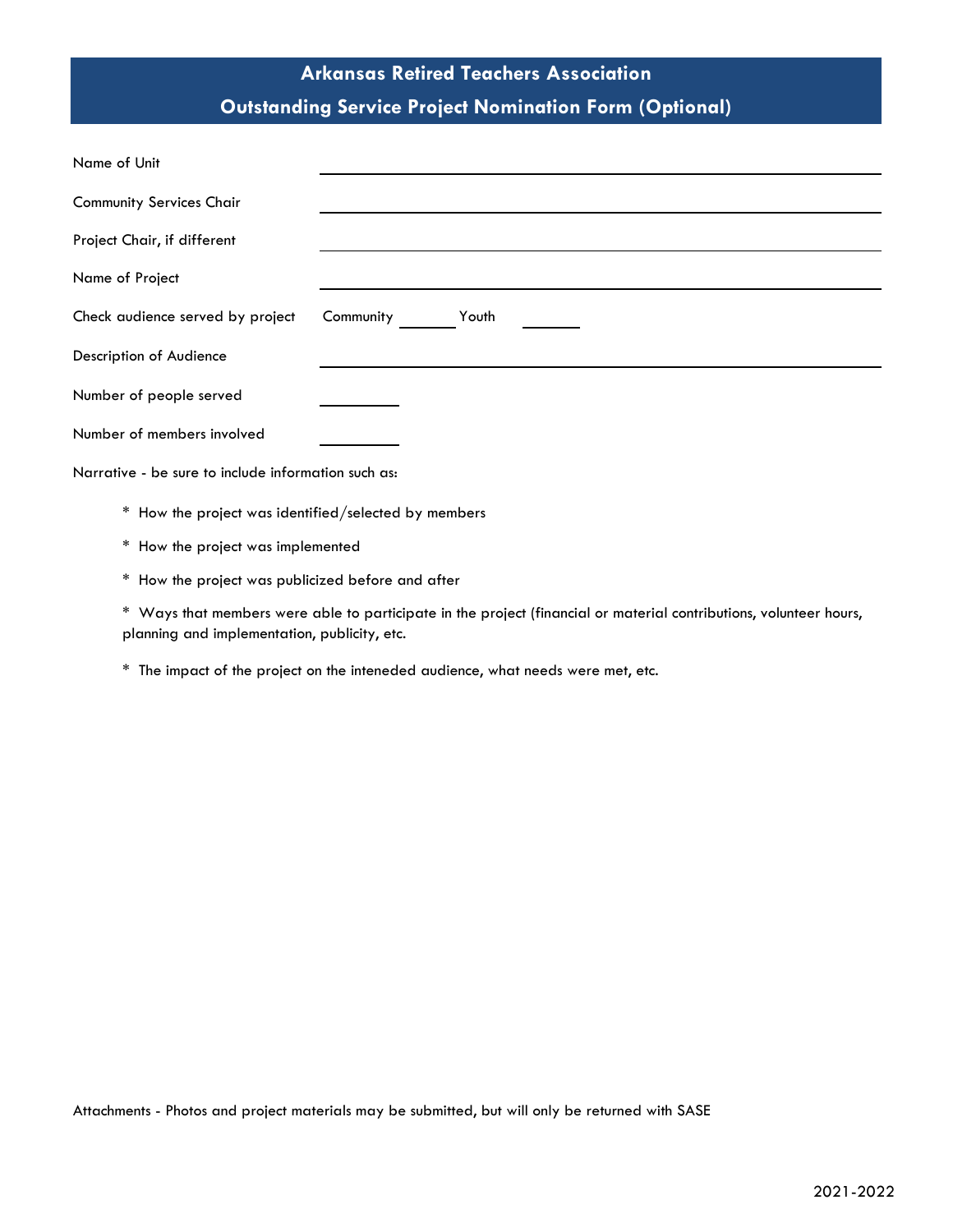# Arkansas Retired Teachers Association

## Outstanding Service Project Nomination Form (Optional)

Name of Unit ______________________________

Community Services Chair ______________________________

Project Chair, if different ______________________________

Name of Project ______________________________

Check audience served by project    Community ________ Youth ________

Description of Audience ______________________________

Number of people served __________

Number of members involved __________

Narrative - be sure to include information such as:

* How the project was identified/selected by members
* How the project was implemented
* How the project was publicized before and after
* Ways that members were able to participate in the project (financial or material contributions, volunteer hours, planning and implementation, publicity, etc.
* The impact of the project on the inteneded audience, what needs were met, etc.

Attachments - Photos and project materials may be submitted, but will only be returned with SASE

2021-2022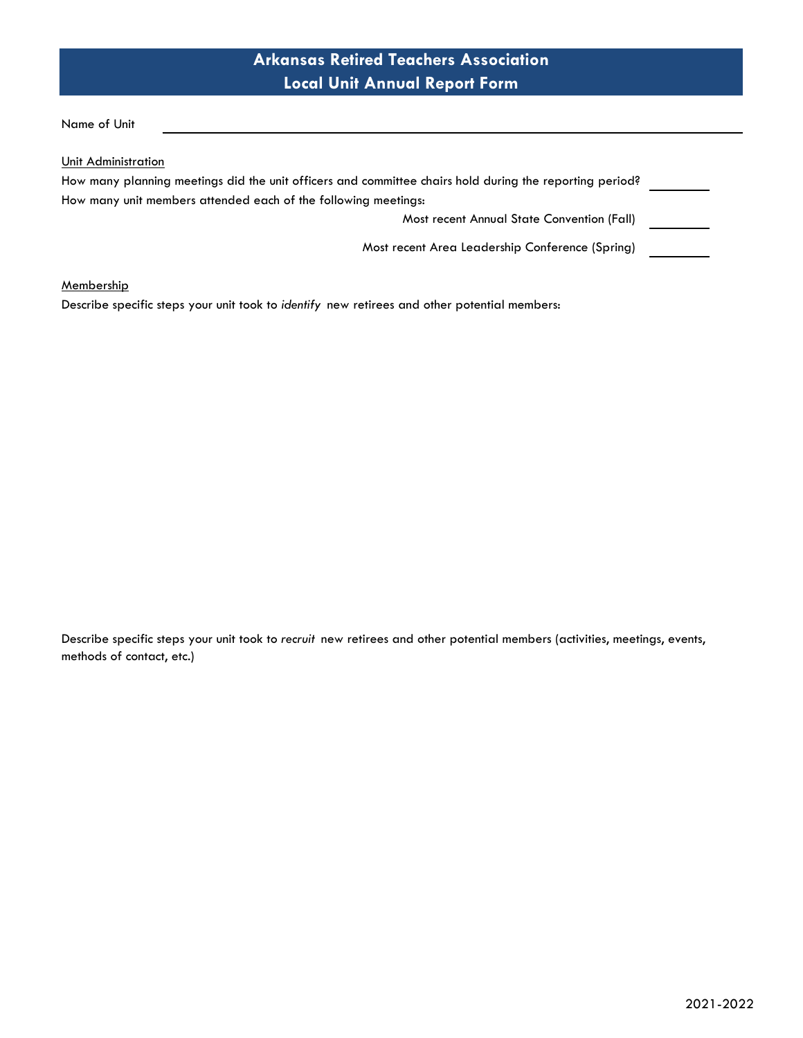# Arkansas Retired Teachers Association
## Local Unit Annual Report Form

Name of Unit \_\_\_\_\_\_\_\_\_\_\_\_\_\_\_\_\_\_\_\_\_\_\_\_\_\_\_\_\_\_\_\_\_\_\_\_\_\_\_\_

Unit Administration

How many planning meetings did the unit officers and committee chairs hold during the reporting period? \_\_\_\_\_\_\_\_

How many unit members attended each of the following meetings:

Most recent Annual State Convention (Fall) \_\_\_\_\_\_\_\_

Most recent Area Leadership Conference (Spring) \_\_\_\_\_\_\_\_

Membership

Describe specific steps your unit took to *identify* new retirees and other potential members:

Describe specific steps your unit took to *recruit* new retirees and other potential members (activities, meetings, events, methods of contact, etc.)

2021-2022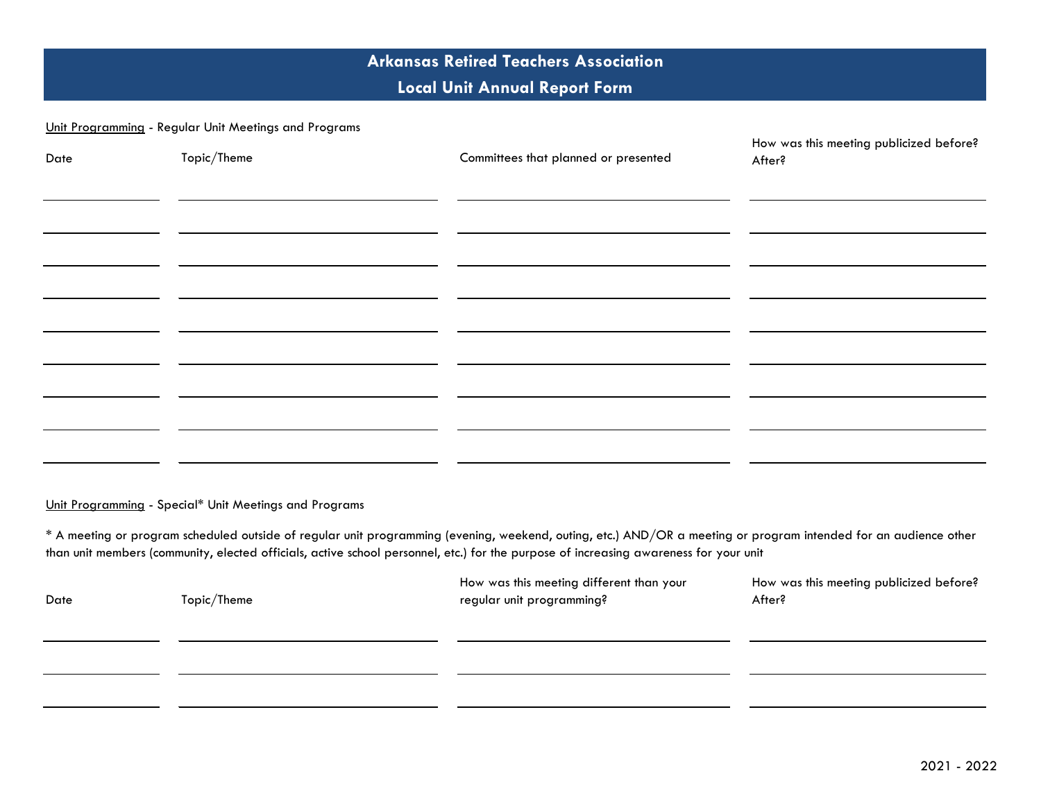# Arkansas Retired Teachers Association

## Local Unit Annual Report Form

<u>Unit Programming</u> - Regular Unit Meetings and Programs

| Date | Topic/Theme | Committees that planned or presented | How was this meeting publicized before? After? |
|---|---|---|---|
| | | | |
| | | | |
| | | | |
| | | | |
| | | | |
| | | | |
| | | | |
| | | | |
| | | | |

<u>Unit Programming</u> - Special* Unit Meetings and Programs

* A meeting or program scheduled outside of regular unit programming (evening, weekend, outing, etc.) AND/OR a meeting or program intended for an audience other than unit members (community, elected officials, active school personnel, etc.) for the purpose of increasing awareness for your unit

| Date | Topic/Theme | How was this meeting different than your regular unit programming? | How was this meeting publicized before? After? |
|---|---|---|---|
| | | | |
| | | | |
| | | | |

2021 - 2022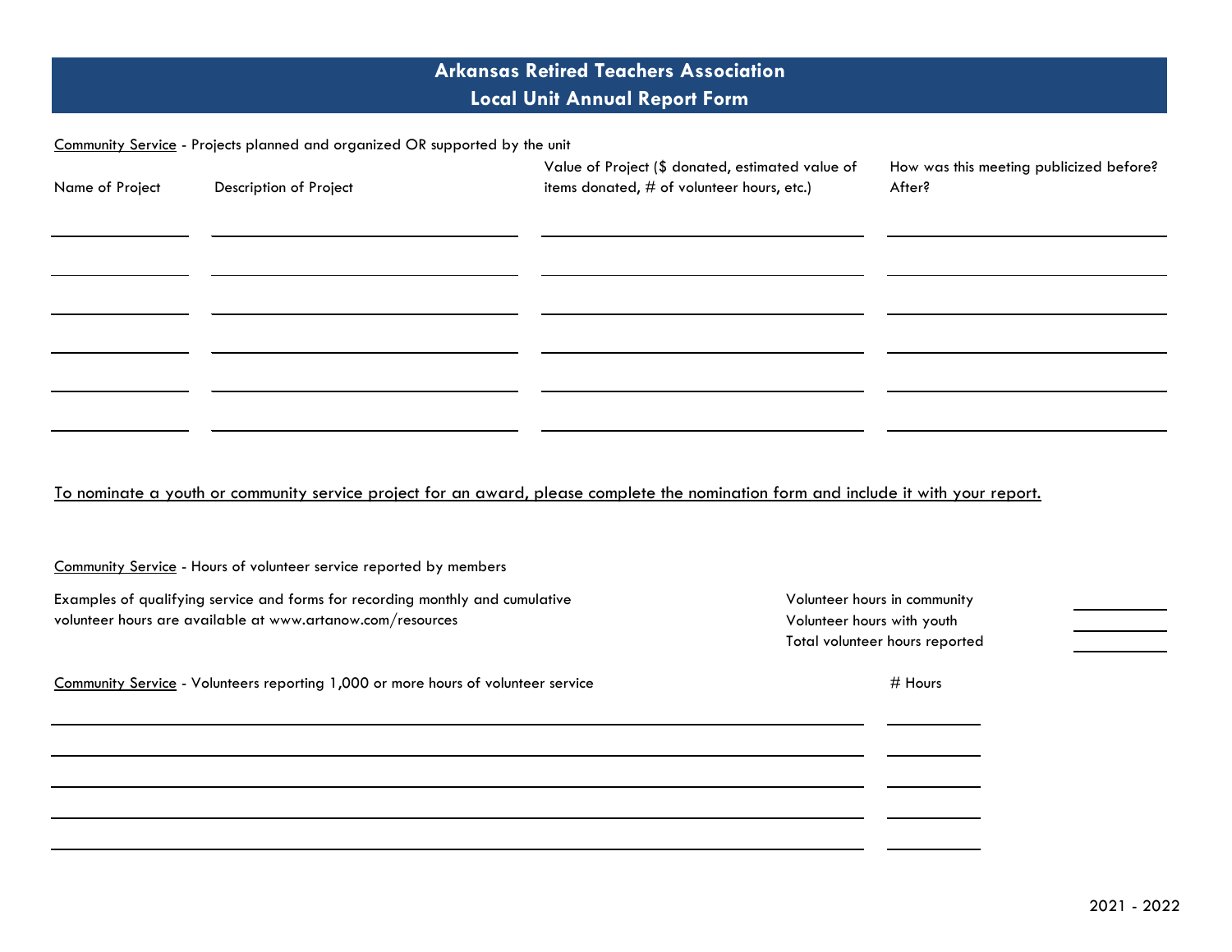# Arkansas Retired Teachers Association
## Local Unit Annual Report Form

<u>Community Service</u> - Projects planned and organized OR supported by the unit

| Name of Project | Description of Project | Value of Project ($ donated, estimated value of items donated, # of volunteer hours, etc.) | How was this meeting publicized before? After? |
|---|---|---|---|
| | | | |
| | | | |
| | | | |
| | | | |
| | | | |
| | | | |

<u>To nominate a youth or community service project for an award, please complete the nomination form and include it with your report.</u>

<u>Community Service</u> - Hours of volunteer service reported by members

Examples of qualifying service and forms for recording monthly and cumulative volunteer hours are available at www.artanow.com/resources

| | |
|---|---|
| Volunteer hours in community | |
| Volunteer hours with youth | |
| Total volunteer hours reported | |

<u>Community Service</u> - Volunteers reporting 1,000 or more hours of volunteer service

| | # Hours |
|---|---|
| | |
| | |
| | |
| | |
| | |

2021 - 2022